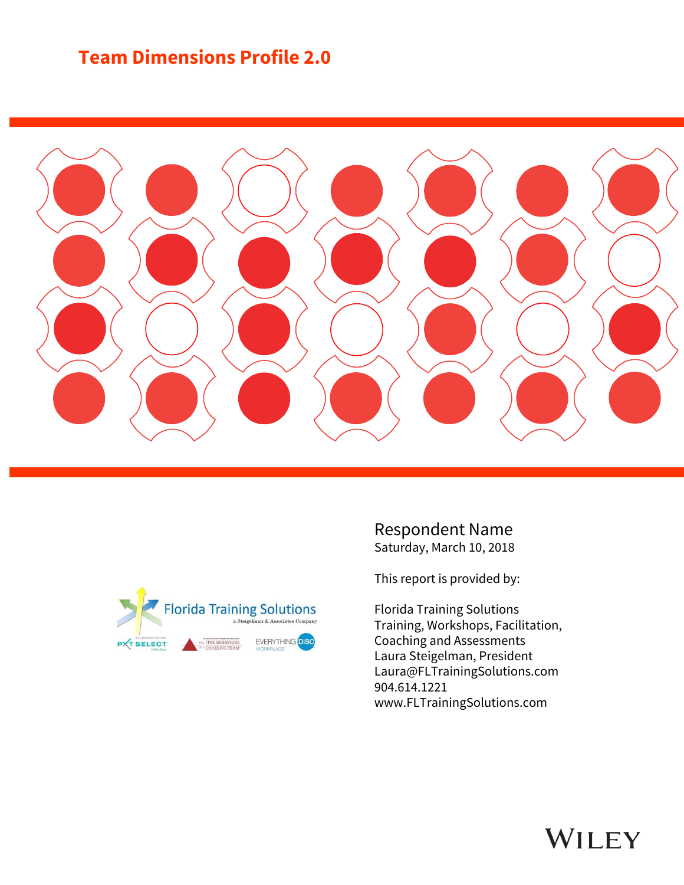# Team Dimensions Profile 2.0

Respondent Name

Saturday, March 10, 2018

This report is provided by:

Florida Training Solutions
Training, Workshops, Facilitation, Coaching and Assessments
Laura Steigelman, President
Laura@FLTrainingSolutions.com
904.614.1221
www.FLTrainingSolutions.com

WILEY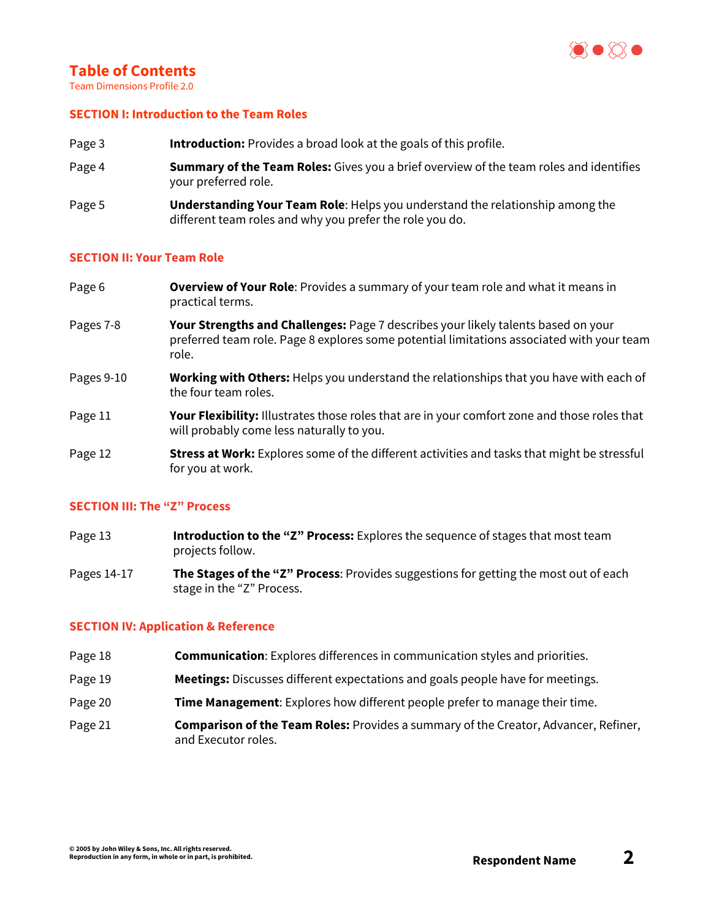# Table of Contents

Team Dimensions Profile 2.0

## SECTION I: Introduction to the Team Roles

| | |
|---|---|
| Page 3 | **Introduction:** Provides a broad look at the goals of this profile. |
| Page 4 | **Summary of the Team Roles:** Gives you a brief overview of the team roles and identifies your preferred role. |
| Page 5 | **Understanding Your Team Role**: Helps you understand the relationship among the different team roles and why you prefer the role you do. |

## SECTION II: Your Team Role

| | |
|---|---|
| Page 6 | **Overview of Your Role**: Provides a summary of your team role and what it means in practical terms. |
| Pages 7-8 | **Your Strengths and Challenges:** Page 7 describes your likely talents based on your preferred team role. Page 8 explores some potential limitations associated with your team role. |
| Pages 9-10 | **Working with Others:** Helps you understand the relationships that you have with each of the four team roles. |
| Page 11 | **Your Flexibility:** Illustrates those roles that are in your comfort zone and those roles that will probably come less naturally to you. |
| Page 12 | **Stress at Work:** Explores some of the different activities and tasks that might be stressful for you at work. |

## SECTION III: The "Z" Process

| | |
|---|---|
| Page 13 | **Introduction to the "Z" Process:** Explores the sequence of stages that most team projects follow. |
| Pages 14-17 | **The Stages of the "Z" Process**: Provides suggestions for getting the most out of each stage in the "Z" Process. |

## SECTION IV: Application & Reference

| | |
|---|---|
| Page 18 | **Communication**: Explores differences in communication styles and priorities. |
| Page 19 | **Meetings:** Discusses different expectations and goals people have for meetings. |
| Page 20 | **Time Management**: Explores how different people prefer to manage their time. |
| Page 21 | **Comparison of the Team Roles:** Provides a summary of the Creator, Advancer, Refiner, and Executor roles. |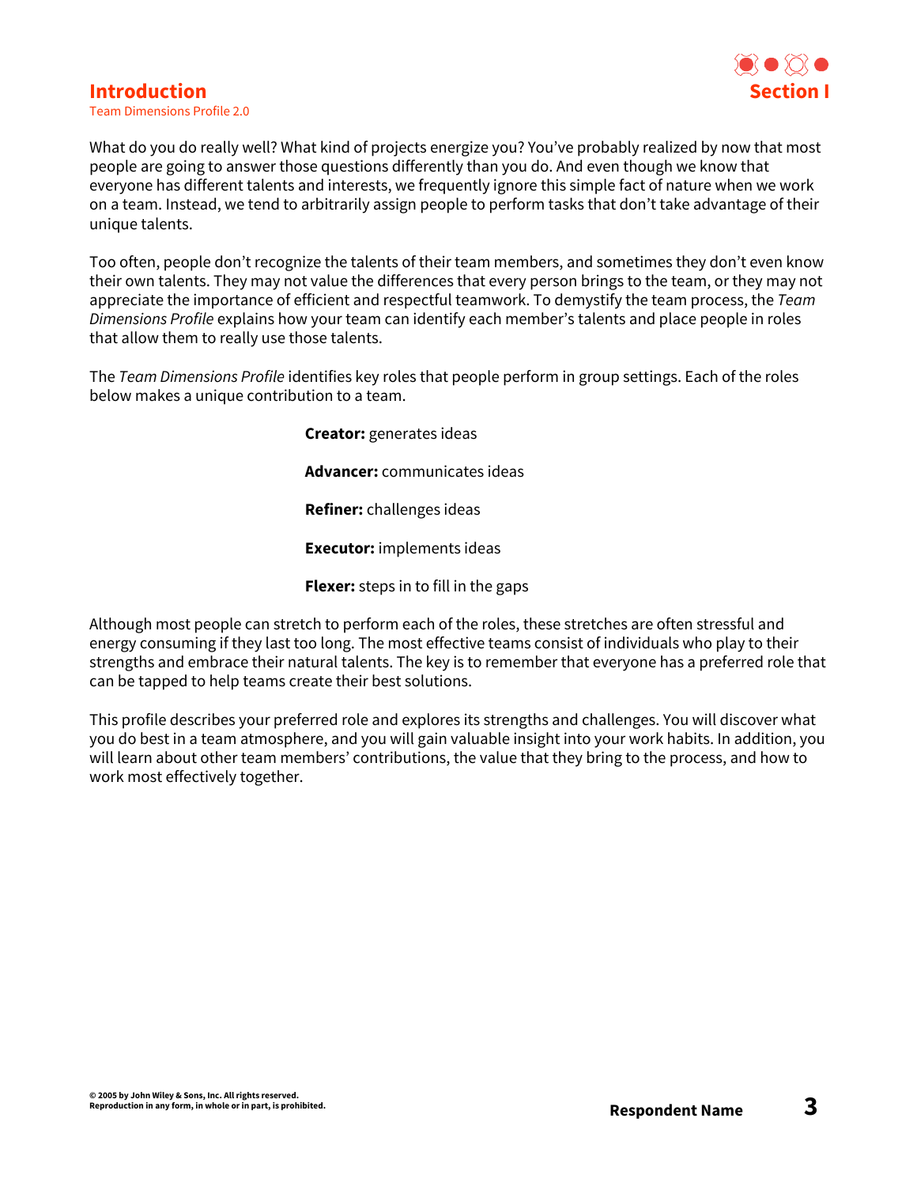# Introduction

Team Dimensions Profile 2.0

## Section I

What do you do really well? What kind of projects energize you? You've probably realized by now that most people are going to answer those questions differently than you do. And even though we know that everyone has different talents and interests, we frequently ignore this simple fact of nature when we work on a team. Instead, we tend to arbitrarily assign people to perform tasks that don't take advantage of their unique talents.

Too often, people don't recognize the talents of their team members, and sometimes they don't even know their own talents. They may not value the differences that every person brings to the team, or they may not appreciate the importance of efficient and respectful teamwork. To demystify the team process, the *Team Dimensions Profile* explains how your team can identify each member's talents and place people in roles that allow them to really use those talents.

The *Team Dimensions Profile* identifies key roles that people perform in group settings. Each of the roles below makes a unique contribution to a team.

**Creator:** generates ideas

**Advancer:** communicates ideas

**Refiner:** challenges ideas

**Executor:** implements ideas

**Flexer:** steps in to fill in the gaps

Although most people can stretch to perform each of the roles, these stretches are often stressful and energy consuming if they last too long. The most effective teams consist of individuals who play to their strengths and embrace their natural talents. The key is to remember that everyone has a preferred role that can be tapped to help teams create their best solutions.

This profile describes your preferred role and explores its strengths and challenges. You will discover what you do best in a team atmosphere, and you will gain valuable insight into your work habits. In addition, you will learn about other team members' contributions, the value that they bring to the process, and how to work most effectively together.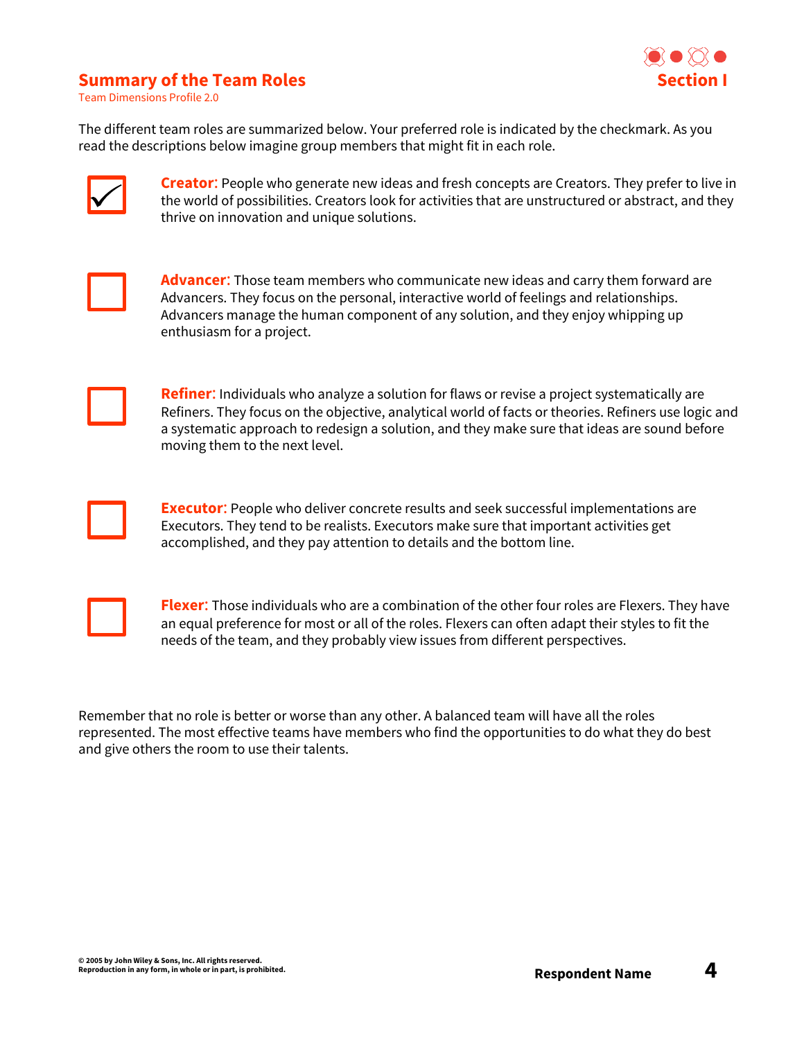## Summary of the Team Roles

Team Dimensions Profile 2.0

**Section I**

The different team roles are summarized below. Your preferred role is indicated by the checkmark. As you read the descriptions below imagine group members that might fit in each role.

- [x] **Creator:** People who generate new ideas and fresh concepts are Creators. They prefer to live in the world of possibilities. Creators look for activities that are unstructured or abstract, and they thrive on innovation and unique solutions.

- [ ] **Advancer:** Those team members who communicate new ideas and carry them forward are Advancers. They focus on the personal, interactive world of feelings and relationships. Advancers manage the human component of any solution, and they enjoy whipping up enthusiasm for a project.

- [ ] **Refiner:** Individuals who analyze a solution for flaws or revise a project systematically are Refiners. They focus on the objective, analytical world of facts or theories. Refiners use logic and a systematic approach to redesign a solution, and they make sure that ideas are sound before moving them to the next level.

- [ ] **Executor:** People who deliver concrete results and seek successful implementations are Executors. They tend to be realists. Executors make sure that important activities get accomplished, and they pay attention to details and the bottom line.

- [ ] **Flexer:** Those individuals who are a combination of the other four roles are Flexers. They have an equal preference for most or all of the roles. Flexers can often adapt their styles to fit the needs of the team, and they probably view issues from different perspectives.

Remember that no role is better or worse than any other. A balanced team will have all the roles represented. The most effective teams have members who find the opportunities to do what they do best and give others the room to use their talents.

**© 2005 by John Wiley & Sons, Inc. All rights reserved.**
**Reproduction in any form, in whole or in part, is prohibited.**

**Respondent Name**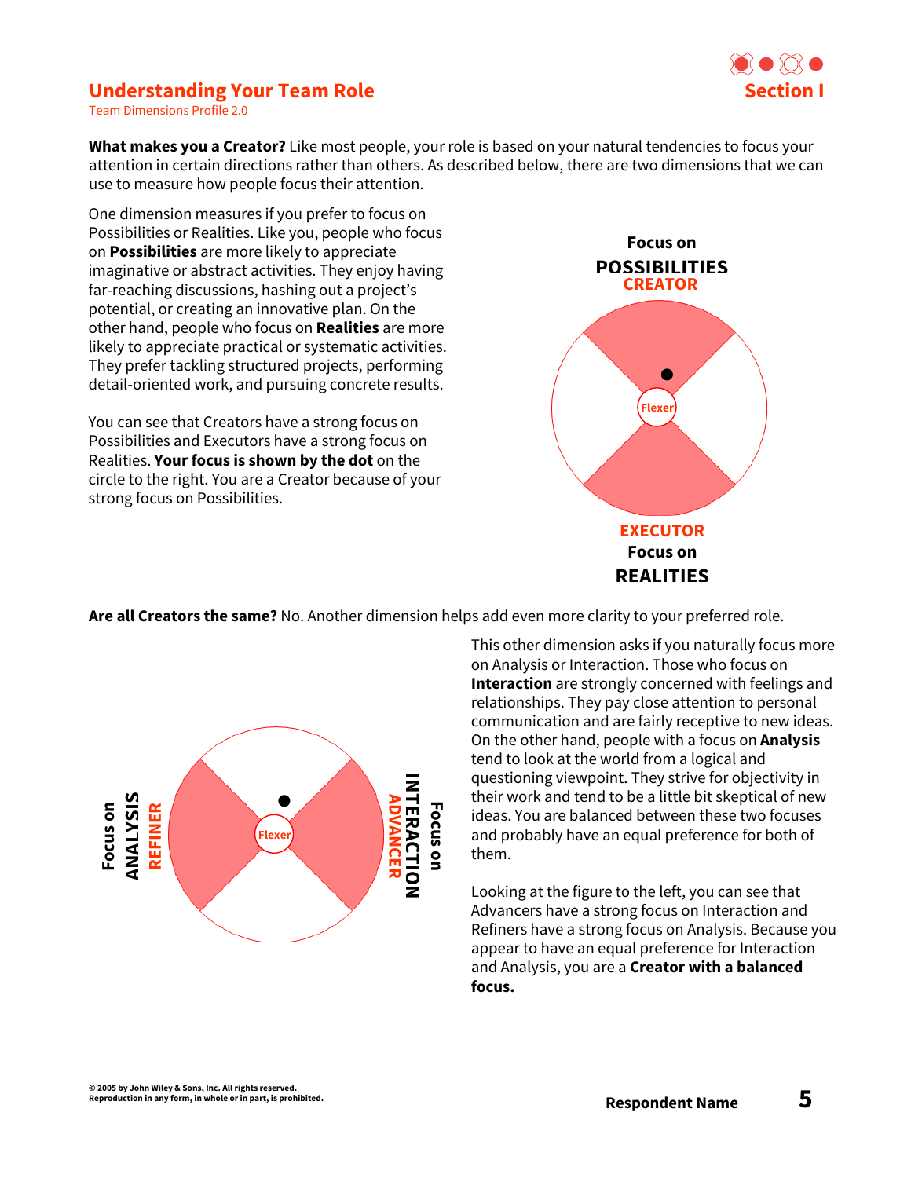## Understanding Your Team Role

Team Dimensions Profile 2.0

**Section I**

**What makes you a Creator?** Like most people, your role is based on your natural tendencies to focus your attention in certain directions rather than others. As described below, there are two dimensions that we can use to measure how people focus their attention.

One dimension measures if you prefer to focus on Possibilities or Realities. Like you, people who focus on **Possibilities** are more likely to appreciate imaginative or abstract activities. They enjoy having far-reaching discussions, hashing out a project's potential, or creating an innovative plan. On the other hand, people who focus on **Realities** are more likely to appreciate practical or systematic activities. They prefer tackling structured projects, performing detail-oriented work, and pursuing concrete results.

You can see that Creators have a strong focus on Possibilities and Executors have a strong focus on Realities. **Your focus is shown by the dot** on the circle to the right. You are a Creator because of your strong focus on Possibilities.

Focus on **POSSIBILITIES** CREATOR

Flexer

EXECUTOR Focus on **REALITIES**

**Are all Creators the same?** No. Another dimension helps add even more clarity to your preferred role.

Focus on **ANALYSIS** REFINER

Flexer

Focus on **INTERACTION** ADVANCER

This other dimension asks if you naturally focus more on Analysis or Interaction. Those who focus on **Interaction** are strongly concerned with feelings and relationships. They pay close attention to personal communication and are fairly receptive to new ideas. On the other hand, people with a focus on **Analysis** tend to look at the world from a logical and questioning viewpoint. They strive for objectivity in their work and tend to be a little bit skeptical of new ideas. You are balanced between these two focuses and probably have an equal preference for both of them.

Looking at the figure to the left, you can see that Advancers have a strong focus on Interaction and Refiners have a strong focus on Analysis. Because you appear to have an equal preference for Interaction and Analysis, you are a **Creator with a balanced focus.**

© 2005 by John Wiley & Sons, Inc. All rights reserved.
Reproduction in any form, in whole or in part, is prohibited.

**Respondent Name**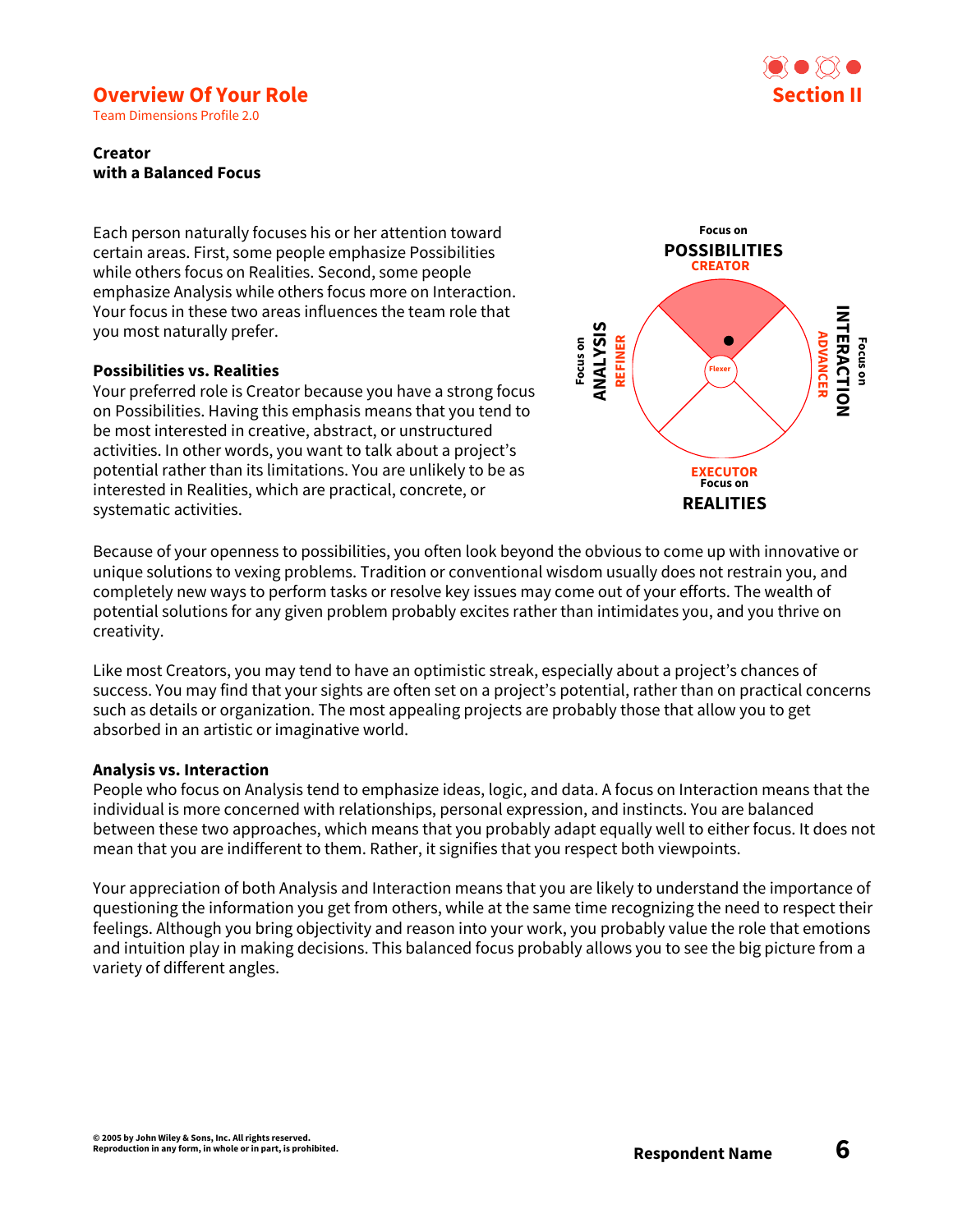## Overview Of Your Role

Team Dimensions Profile 2.0

**Creator**
**with a Balanced Focus**

Each person naturally focuses his or her attention toward certain areas. First, some people emphasize Possibilities while others focus on Realities. Second, some people emphasize Analysis while others focus more on Interaction. Your focus in these two areas influences the team role that you most naturally prefer.

Focus on **POSSIBILITIES** CREATOR

Focus on **ANALYSIS** REFINER

Flexer

ADVANCER Focus on **INTERACTION**

EXECUTOR Focus on **REALITIES**

### Possibilities vs. Realities

Your preferred role is Creator because you have a strong focus on Possibilities. Having this emphasis means that you tend to be most interested in creative, abstract, or unstructured activities. In other words, you want to talk about a project's potential rather than its limitations. You are unlikely to be as interested in Realities, which are practical, concrete, or systematic activities.

Because of your openness to possibilities, you often look beyond the obvious to come up with innovative or unique solutions to vexing problems. Tradition or conventional wisdom usually does not restrain you, and completely new ways to perform tasks or resolve key issues may come out of your efforts. The wealth of potential solutions for any given problem probably excites rather than intimidates you, and you thrive on creativity.

Like most Creators, you may tend to have an optimistic streak, especially about a project's chances of success. You may find that your sights are often set on a project's potential, rather than on practical concerns such as details or organization. The most appealing projects are probably those that allow you to get absorbed in an artistic or imaginative world.

### Analysis vs. Interaction

People who focus on Analysis tend to emphasize ideas, logic, and data. A focus on Interaction means that the individual is more concerned with relationships, personal expression, and instincts. You are balanced between these two approaches, which means that you probably adapt equally well to either focus. It does not mean that you are indifferent to them. Rather, it signifies that you respect both viewpoints.

Your appreciation of both Analysis and Interaction means that you are likely to understand the importance of questioning the information you get from others, while at the same time recognizing the need to respect their feelings. Although you bring objectivity and reason into your work, you probably value the role that emotions and intuition play in making decisions. This balanced focus probably allows you to see the big picture from a variety of different angles.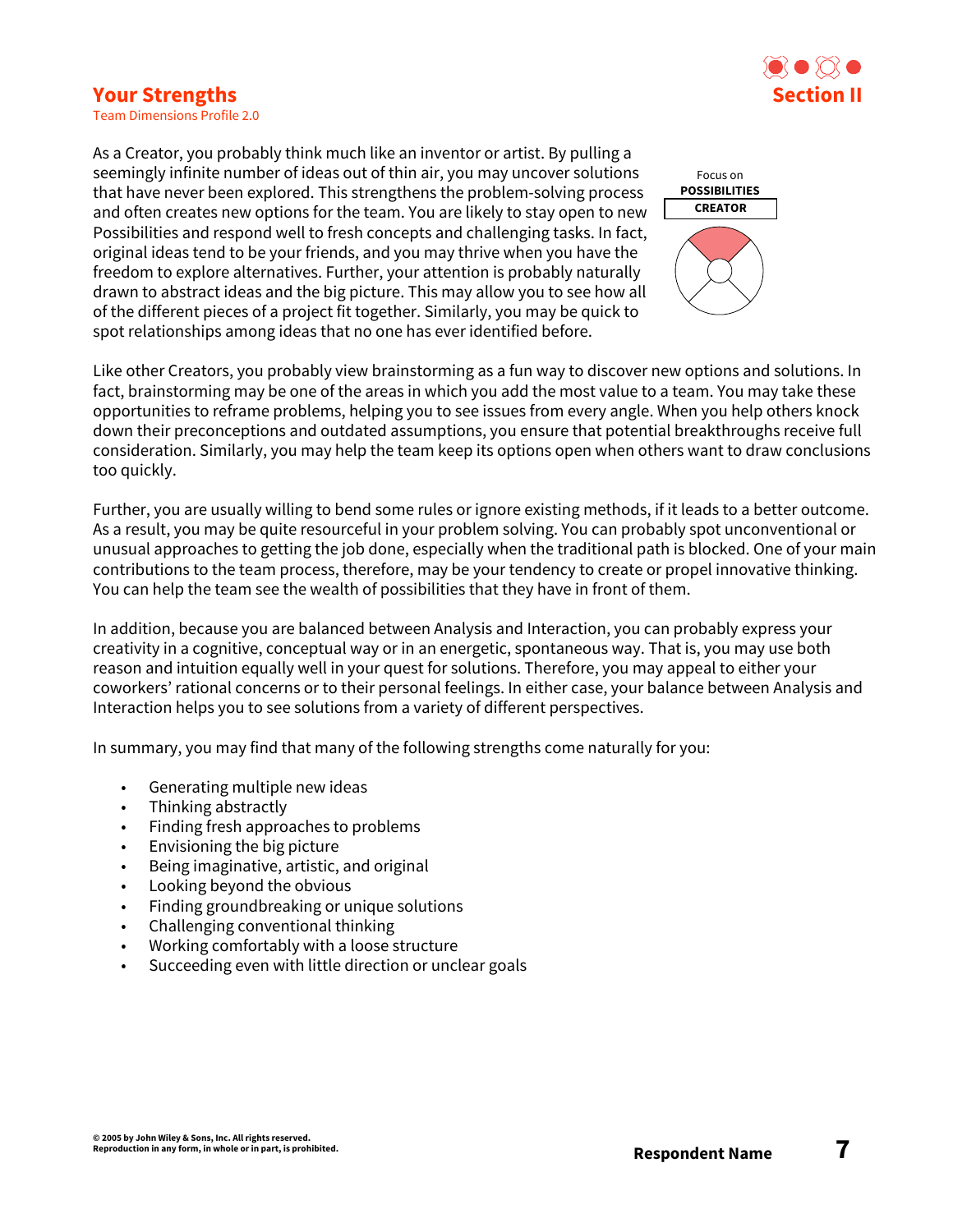## Your Strengths

Team Dimensions Profile 2.0

**Section II**

Focus on
**POSSIBILITIES**
**CREATOR**

As a Creator, you probably think much like an inventor or artist. By pulling a seemingly infinite number of ideas out of thin air, you may uncover solutions that have never been explored. This strengthens the problem-solving process and often creates new options for the team. You are likely to stay open to new Possibilities and respond well to fresh concepts and challenging tasks. In fact, original ideas tend to be your friends, and you may thrive when you have the freedom to explore alternatives. Further, your attention is probably naturally drawn to abstract ideas and the big picture. This may allow you to see how all of the different pieces of a project fit together. Similarly, you may be quick to spot relationships among ideas that no one has ever identified before.

Like other Creators, you probably view brainstorming as a fun way to discover new options and solutions. In fact, brainstorming may be one of the areas in which you add the most value to a team. You may take these opportunities to reframe problems, helping you to see issues from every angle. When you help others knock down their preconceptions and outdated assumptions, you ensure that potential breakthroughs receive full consideration. Similarly, you may help the team keep its options open when others want to draw conclusions too quickly.

Further, you are usually willing to bend some rules or ignore existing methods, if it leads to a better outcome. As a result, you may be quite resourceful in your problem solving. You can probably spot unconventional or unusual approaches to getting the job done, especially when the traditional path is blocked. One of your main contributions to the team process, therefore, may be your tendency to create or propel innovative thinking. You can help the team see the wealth of possibilities that they have in front of them.

In addition, because you are balanced between Analysis and Interaction, you can probably express your creativity in a cognitive, conceptual way or in an energetic, spontaneous way. That is, you may use both reason and intuition equally well in your quest for solutions. Therefore, you may appeal to either your coworkers' rational concerns or to their personal feelings. In either case, your balance between Analysis and Interaction helps you to see solutions from a variety of different perspectives.

In summary, you may find that many of the following strengths come naturally for you:

- Generating multiple new ideas
- Thinking abstractly
- Finding fresh approaches to problems
- Envisioning the big picture
- Being imaginative, artistic, and original
- Looking beyond the obvious
- Finding groundbreaking or unique solutions
- Challenging conventional thinking
- Working comfortably with a loose structure
- Succeeding even with little direction or unclear goals

© 2005 by John Wiley & Sons, Inc. All rights reserved.
Reproduction in any form, in whole or in part, is prohibited.

**Respondent Name**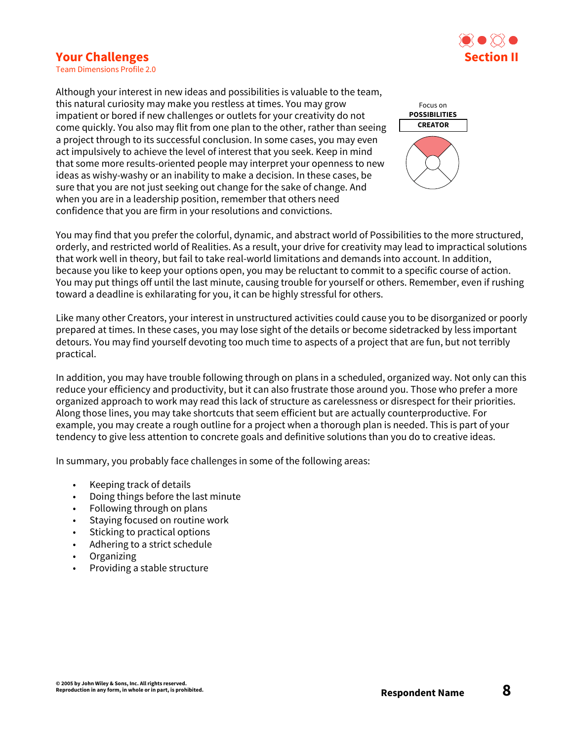## Your Challenges

Team Dimensions Profile 2.0

Focus on
**POSSIBILITIES**
**CREATOR**

Although your interest in new ideas and possibilities is valuable to the team, this natural curiosity may make you restless at times. You may grow impatient or bored if new challenges or outlets for your creativity do not come quickly. You also may flit from one plan to the other, rather than seeing a project through to its successful conclusion. In some cases, you may even act impulsively to achieve the level of interest that you seek. Keep in mind that some more results-oriented people may interpret your openness to new ideas as wishy-washy or an inability to make a decision. In these cases, be sure that you are not just seeking out change for the sake of change. And when you are in a leadership position, remember that others need confidence that you are firm in your resolutions and convictions.

You may find that you prefer the colorful, dynamic, and abstract world of Possibilities to the more structured, orderly, and restricted world of Realities. As a result, your drive for creativity may lead to impractical solutions that work well in theory, but fail to take real-world limitations and demands into account. In addition, because you like to keep your options open, you may be reluctant to commit to a specific course of action. You may put things off until the last minute, causing trouble for yourself or others. Remember, even if rushing toward a deadline is exhilarating for you, it can be highly stressful for others.

Like many other Creators, your interest in unstructured activities could cause you to be disorganized or poorly prepared at times. In these cases, you may lose sight of the details or become sidetracked by less important detours. You may find yourself devoting too much time to aspects of a project that are fun, but not terribly practical.

In addition, you may have trouble following through on plans in a scheduled, organized way. Not only can this reduce your efficiency and productivity, but it can also frustrate those around you. Those who prefer a more organized approach to work may read this lack of structure as carelessness or disrespect for their priorities. Along those lines, you may take shortcuts that seem efficient but are actually counterproductive. For example, you may create a rough outline for a project when a thorough plan is needed. This is part of your tendency to give less attention to concrete goals and definitive solutions than you do to creative ideas.

In summary, you probably face challenges in some of the following areas:

- Keeping track of details
- Doing things before the last minute
- Following through on plans
- Staying focused on routine work
- Sticking to practical options
- Adhering to a strict schedule
- Organizing
- Providing a stable structure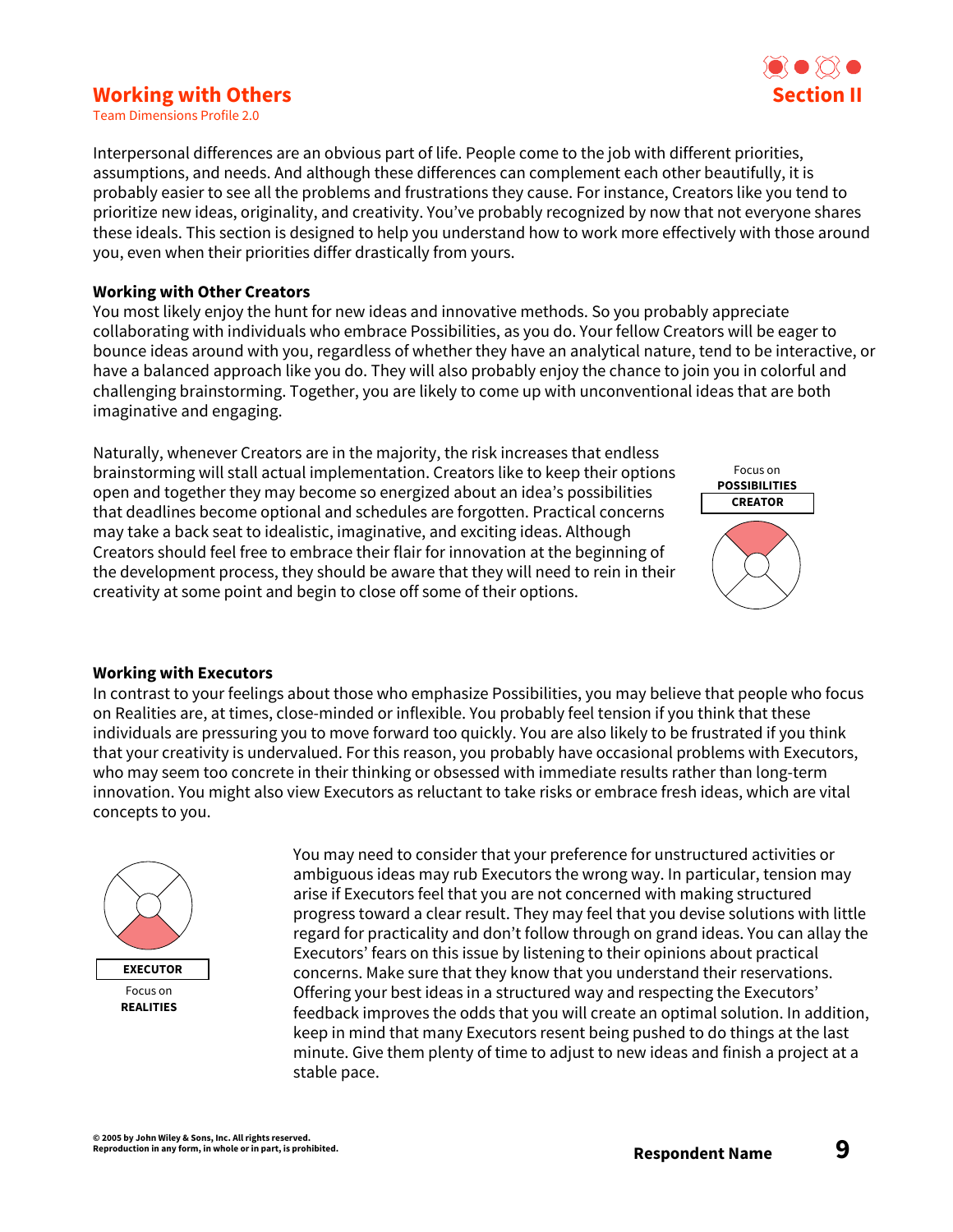# Working with Others

Team Dimensions Profile 2.0

Section II

Interpersonal differences are an obvious part of life. People come to the job with different priorities, assumptions, and needs. And although these differences can complement each other beautifully, it is probably easier to see all the problems and frustrations they cause. For instance, Creators like you tend to prioritize new ideas, originality, and creativity. You've probably recognized by now that not everyone shares these ideals. This section is designed to help you understand how to work more effectively with those around you, even when their priorities differ drastically from yours.

**Working with Other Creators**

You most likely enjoy the hunt for new ideas and innovative methods. So you probably appreciate collaborating with individuals who embrace Possibilities, as you do. Your fellow Creators will be eager to bounce ideas around with you, regardless of whether they have an analytical nature, tend to be interactive, or have a balanced approach like you do. They will also probably enjoy the chance to join you in colorful and challenging brainstorming. Together, you are likely to come up with unconventional ideas that are both imaginative and engaging.

Naturally, whenever Creators are in the majority, the risk increases that endless brainstorming will stall actual implementation. Creators like to keep their options open and together they may become so energized about an idea's possibilities that deadlines become optional and schedules are forgotten. Practical concerns may take a back seat to idealistic, imaginative, and exciting ideas. Although Creators should feel free to embrace their flair for innovation at the beginning of the development process, they should be aware that they will need to rein in their creativity at some point and begin to close off some of their options.

Focus on **POSSIBILITIES**
**CREATOR**

**Working with Executors**

In contrast to your feelings about those who emphasize Possibilities, you may believe that people who focus on Realities are, at times, close-minded or inflexible. You probably feel tension if you think that these individuals are pressuring you to move forward too quickly. You are also likely to be frustrated if you think that your creativity is undervalued. For this reason, you probably have occasional problems with Executors, who may seem too concrete in their thinking or obsessed with immediate results rather than long-term innovation. You might also view Executors as reluctant to take risks or embrace fresh ideas, which are vital concepts to you.

**EXECUTOR**
Focus on **REALITIES**

You may need to consider that your preference for unstructured activities or ambiguous ideas may rub Executors the wrong way. In particular, tension may arise if Executors feel that you are not concerned with making structured progress toward a clear result. They may feel that you devise solutions with little regard for practicality and don't follow through on grand ideas. You can allay the Executors' fears on this issue by listening to their opinions about practical concerns. Make sure that they know that you understand their reservations. Offering your best ideas in a structured way and respecting the Executors' feedback improves the odds that you will create an optimal solution. In addition, keep in mind that many Executors resent being pushed to do things at the last minute. Give them plenty of time to adjust to new ideas and finish a project at a stable pace.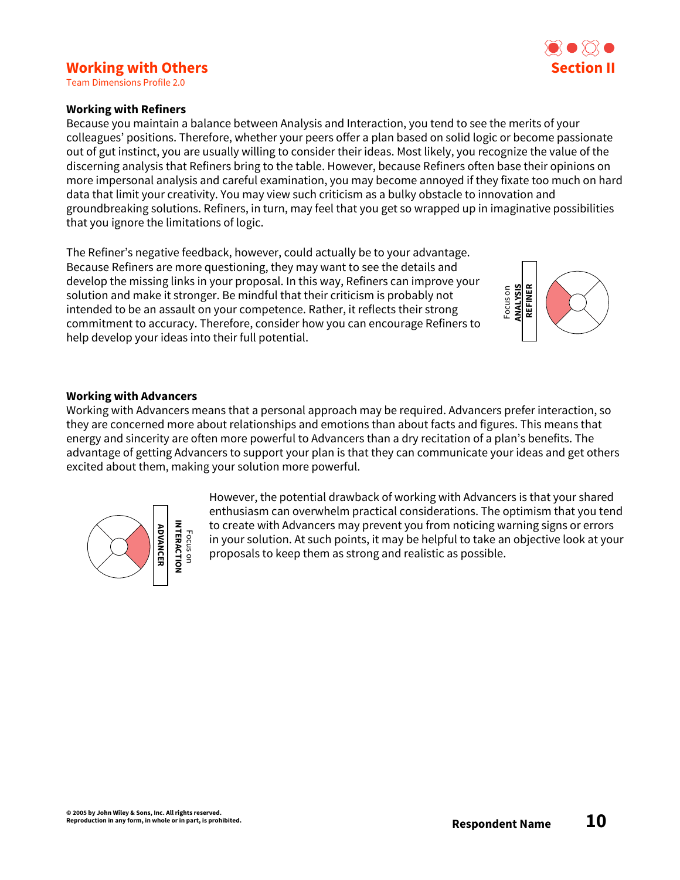## Working with Refiners

Because you maintain a balance between Analysis and Interaction, you tend to see the merits of your colleagues' positions. Therefore, whether your peers offer a plan based on solid logic or become passionate out of gut instinct, you are usually willing to consider their ideas. Most likely, you recognize the value of the discerning analysis that Refiners bring to the table. However, because Refiners often base their opinions on more impersonal analysis and careful examination, you may become annoyed if they fixate too much on hard data that limit your creativity. You may view such criticism as a bulky obstacle to innovation and groundbreaking solutions. Refiners, in turn, may feel that you get so wrapped up in imaginative possibilities that you ignore the limitations of logic.

The Refiner's negative feedback, however, could actually be to your advantage. Because Refiners are more questioning, they may want to see the details and develop the missing links in your proposal. In this way, Refiners can improve your solution and make it stronger. Be mindful that their criticism is probably not intended to be an assault on your competence. Rather, it reflects their strong commitment to accuracy. Therefore, consider how you can encourage Refiners to help develop your ideas into their full potential.

Focus on **ANALYSIS**
**REFINER**

## Working with Advancers

Working with Advancers means that a personal approach may be required. Advancers prefer interaction, so they are concerned more about relationships and emotions than about facts and figures. This means that energy and sincerity are often more powerful to Advancers than a dry recitation of a plan's benefits. The advantage of getting Advancers to support your plan is that they can communicate your ideas and get others excited about them, making your solution more powerful.

Focus on **INTERACTION**
**ADVANCER**

However, the potential drawback of working with Advancers is that your shared enthusiasm can overwhelm practical considerations. The optimism that you tend to create with Advancers may prevent you from noticing warning signs or errors in your solution. At such points, it may be helpful to take an objective look at your proposals to keep them as strong and realistic as possible.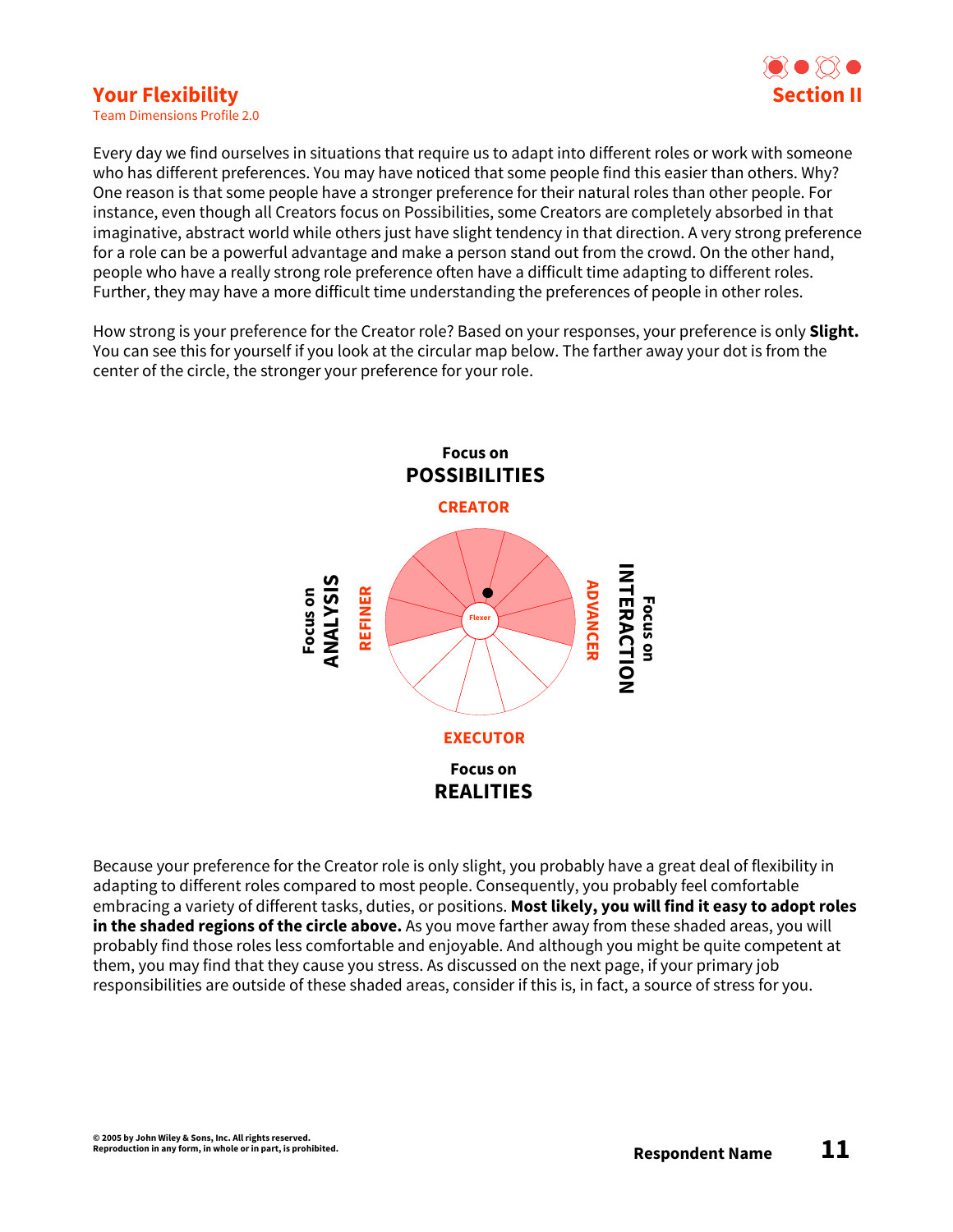# Your Flexibility

Team Dimensions Profile 2.0

## Section II

Every day we find ourselves in situations that require us to adapt into different roles or work with someone who has different preferences. You may have noticed that some people find this easier than others. Why? One reason is that some people have a stronger preference for their natural roles than other people. For instance, even though all Creators focus on Possibilities, some Creators are completely absorbed in that imaginative, abstract world while others just have slight tendency in that direction. A very strong preference for a role can be a powerful advantage and make a person stand out from the crowd. On the other hand, people who have a really strong role preference often have a difficult time adapting to different roles. Further, they may have a more difficult time understanding the preferences of people in other roles.

How strong is your preference for the Creator role? Based on your responses, your preference is only **Slight.** You can see this for yourself if you look at the circular map below. The farther away your dot is from the center of the circle, the stronger your preference for your role.

Focus on **POSSIBILITIES**

CREATOR

Focus on **ANALYSIS** — REFINER

Flexer

ADVANCER — Focus on **INTERACTION**

EXECUTOR

Focus on **REALITIES**

Because your preference for the Creator role is only slight, you probably have a great deal of flexibility in adapting to different roles compared to most people. Consequently, you probably feel comfortable embracing a variety of different tasks, duties, or positions. **Most likely, you will find it easy to adopt roles in the shaded regions of the circle above.** As you move farther away from these shaded areas, you will probably find those roles less comfortable and enjoyable. And although you might be quite competent at them, you may find that they cause you stress. As discussed on the next page, if your primary job responsibilities are outside of these shaded areas, consider if this is, in fact, a source of stress for you.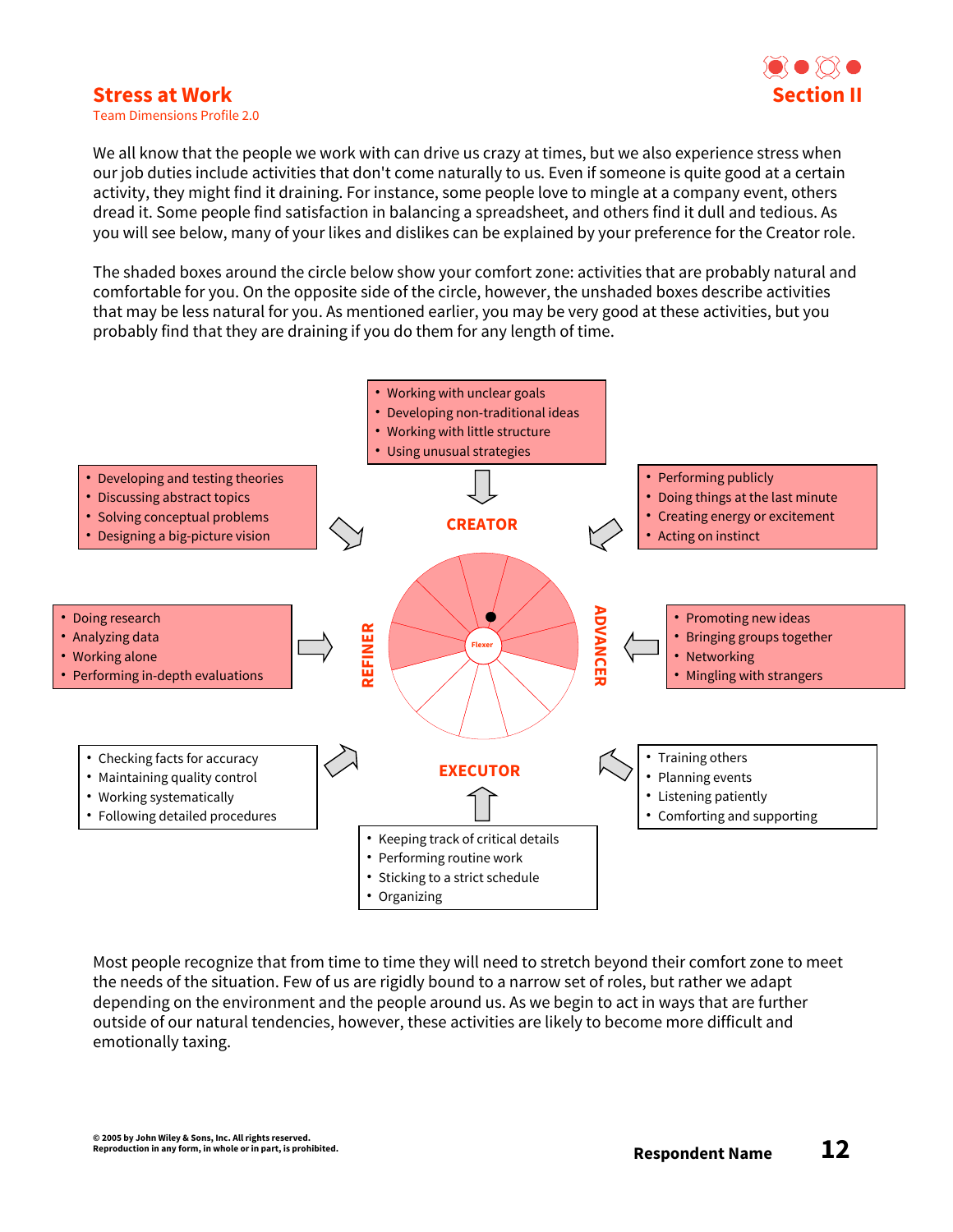# Stress at Work

Team Dimensions Profile 2.0

## Section II

We all know that the people we work with can drive us crazy at times, but we also experience stress when our job duties include activities that don't come naturally to us. Even if someone is quite good at a certain activity, they might find it draining. For instance, some people love to mingle at a company event, others dread it. Some people find satisfaction in balancing a spreadsheet, and others find it dull and tedious. As you will see below, many of your likes and dislikes can be explained by your preference for the Creator role.

The shaded boxes around the circle below show your comfort zone: activities that are probably natural and comfortable for you. On the opposite side of the circle, however, the unshaded boxes describe activities that may be less natural for you. As mentioned earlier, you may be very good at these activities, but you probably find that they are draining if you do them for any length of time.

**CREATOR**

- Working with unclear goals
- Developing non-traditional ideas
- Working with little structure
- Using unusual strategies

- Developing and testing theories
- Discussing abstract topics
- Solving conceptual problems
- Designing a big-picture vision

- Performing publicly
- Doing things at the last minute
- Creating energy or excitement
- Acting on instinct

**REFINER**

- Doing research
- Analyzing data
- Working alone
- Performing in-depth evaluations

**ADVANCER**

- Promoting new ideas
- Bringing groups together
- Networking
- Mingling with strangers

Flexer

- Checking facts for accuracy
- Maintaining quality control
- Working systematically
- Following detailed procedures

- Training others
- Planning events
- Listening patiently
- Comforting and supporting

**EXECUTOR**

- Keeping track of critical details
- Performing routine work
- Sticking to a strict schedule
- Organizing

Most people recognize that from time to time they will need to stretch beyond their comfort zone to meet the needs of the situation. Few of us are rigidly bound to a narrow set of roles, but rather we adapt depending on the environment and the people around us. As we begin to act in ways that are further outside of our natural tendencies, however, these activities are likely to become more difficult and emotionally taxing.

© 2005 by John Wiley & Sons, Inc. All rights reserved.
Reproduction in any form, in whole or in part, is prohibited.

Respondent Name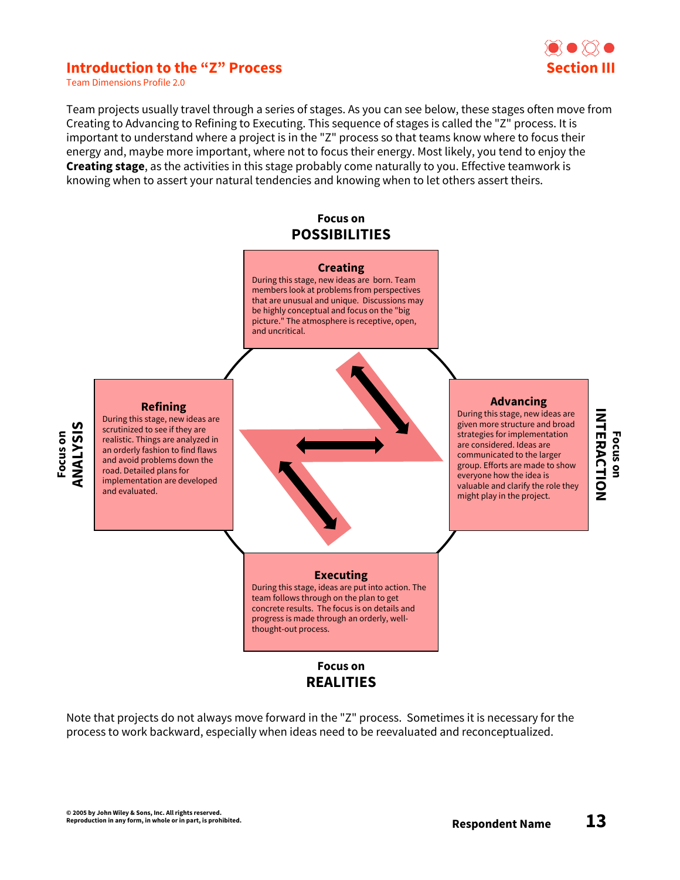# Introduction to the "Z" Process

Team Dimensions Profile 2.0

Section III

Team projects usually travel through a series of stages. As you can see below, these stages often move from Creating to Advancing to Refining to Executing. This sequence of stages is called the "Z" process. It is important to understand where a project is in the "Z" process so that teams know where to focus their energy and, maybe more important, where not to focus their energy. Most likely, you tend to enjoy the **Creating stage**, as the activities in this stage probably come naturally to you. Effective teamwork is knowing when to assert your natural tendencies and knowing when to let others assert theirs.

Focus on **POSSIBILITIES**

**Creating**
During this stage, new ideas are born. Team members look at problems from perspectives that are unusual and unique. Discussions may be highly conceptual and focus on the "big picture." The atmosphere is receptive, open, and uncritical.

Focus on **INTERACTION**

**Advancing**
During this stage, new ideas are given more structure and broad strategies for implementation are considered. Ideas are communicated to the larger group. Efforts are made to show everyone how the idea is valuable and clarify the role they might play in the project.

Focus on **ANALYSIS**

**Refining**
During this stage, new ideas are scrutinized to see if they are realistic. Things are analyzed in an orderly fashion to find flaws and avoid problems down the road. Detailed plans for implementation are developed and evaluated.

Focus on **REALITIES**

**Executing**
During this stage, ideas are put into action. The team follows through on the plan to get concrete results. The focus is on details and progress is made through an orderly, well-thought-out process.

Note that projects do not always move forward in the "Z" process. Sometimes it is necessary for the process to work backward, especially when ideas need to be reevaluated and reconceptualized.

© 2005 by John Wiley & Sons, Inc. All rights reserved.
Reproduction in any form, in whole or in part, is prohibited.

Respondent Name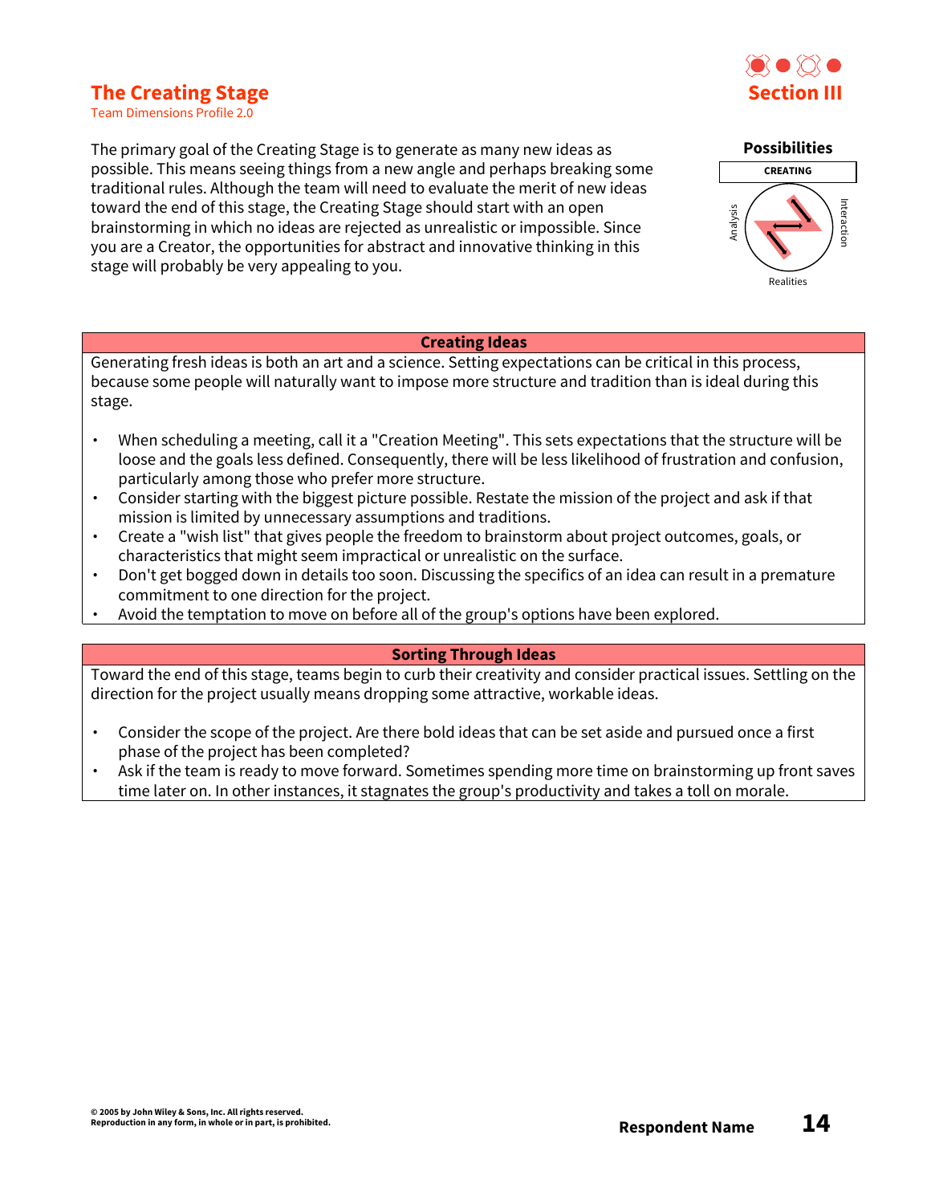# The Creating Stage

Team Dimensions Profile 2.0

Section III

The primary goal of the Creating Stage is to generate as many new ideas as possible. This means seeing things from a new angle and perhaps breaking some traditional rules. Although the team will need to evaluate the merit of new ideas toward the end of this stage, the Creating Stage should start with an open brainstorming in which no ideas are rejected as unrealistic or impossible. Since you are a Creator, the opportunities for abstract and innovative thinking in this stage will probably be very appealing to you.

Possibilities

CREATING

Analysis Interaction

Realities

## Creating Ideas

Generating fresh ideas is both an art and a science. Setting expectations can be critical in this process, because some people will naturally want to impose more structure and tradition than is ideal during this stage.

- When scheduling a meeting, call it a "Creation Meeting". This sets expectations that the structure will be loose and the goals less defined. Consequently, there will be less likelihood of frustration and confusion, particularly among those who prefer more structure.
- Consider starting with the biggest picture possible. Restate the mission of the project and ask if that mission is limited by unnecessary assumptions and traditions.
- Create a "wish list" that gives people the freedom to brainstorm about project outcomes, goals, or characteristics that might seem impractical or unrealistic on the surface.
- Don't get bogged down in details too soon. Discussing the specifics of an idea can result in a premature commitment to one direction for the project.
- Avoid the temptation to move on before all of the group's options have been explored.

## Sorting Through Ideas

Toward the end of this stage, teams begin to curb their creativity and consider practical issues. Settling on the direction for the project usually means dropping some attractive, workable ideas.

- Consider the scope of the project. Are there bold ideas that can be set aside and pursued once a first phase of the project has been completed?
- Ask if the team is ready to move forward. Sometimes spending more time on brainstorming up front saves time later on. In other instances, it stagnates the group's productivity and takes a toll on morale.

© 2005 by John Wiley & Sons, Inc. All rights reserved.
Reproduction in any form, in whole or in part, is prohibited.

Respondent Name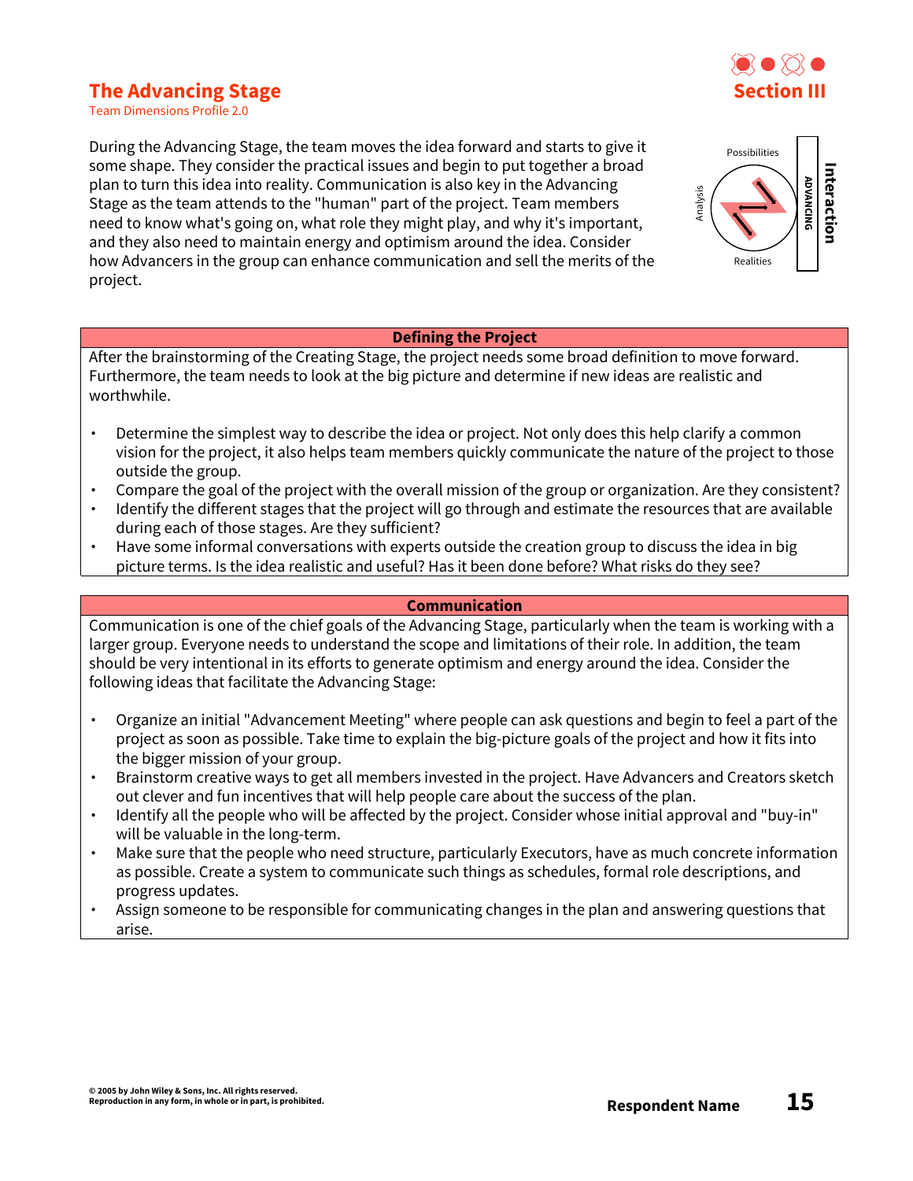# The Advancing Stage

Team Dimensions Profile 2.0

## Section III

During the Advancing Stage, the team moves the idea forward and starts to give it some shape. They consider the practical issues and begin to put together a broad plan to turn this idea into reality. Communication is also key in the Advancing Stage as the team attends to the "human" part of the project. Team members need to know what's going on, what role they might play, and why it's important, and they also need to maintain energy and optimism around the idea. Consider how Advancers in the group can enhance communication and sell the merits of the project.

Possibilities

Analysis

Realities

ADVANCING

Interaction

### Defining the Project

After the brainstorming of the Creating Stage, the project needs some broad definition to move forward. Furthermore, the team needs to look at the big picture and determine if new ideas are realistic and worthwhile.

- Determine the simplest way to describe the idea or project. Not only does this help clarify a common vision for the project, it also helps team members quickly communicate the nature of the project to those outside the group.
- Compare the goal of the project with the overall mission of the group or organization. Are they consistent?
- Identify the different stages that the project will go through and estimate the resources that are available during each of those stages. Are they sufficient?
- Have some informal conversations with experts outside the creation group to discuss the idea in big picture terms. Is the idea realistic and useful? Has it been done before? What risks do they see?

### Communication

Communication is one of the chief goals of the Advancing Stage, particularly when the team is working with a larger group. Everyone needs to understand the scope and limitations of their role. In addition, the team should be very intentional in its efforts to generate optimism and energy around the idea. Consider the following ideas that facilitate the Advancing Stage:

- Organize an initial "Advancement Meeting" where people can ask questions and begin to feel a part of the project as soon as possible. Take time to explain the big-picture goals of the project and how it fits into the bigger mission of your group.
- Brainstorm creative ways to get all members invested in the project. Have Advancers and Creators sketch out clever and fun incentives that will help people care about the success of the plan.
- Identify all the people who will be affected by the project. Consider whose initial approval and "buy-in" will be valuable in the long-term.
- Make sure that the people who need structure, particularly Executors, have as much concrete information as possible. Create a system to communicate such things as schedules, formal role descriptions, and progress updates.
- Assign someone to be responsible for communicating changes in the plan and answering questions that arise.

© 2005 by John Wiley & Sons, Inc. All rights reserved.
Reproduction in any form, in whole or in part, is prohibited.

**Respondent Name**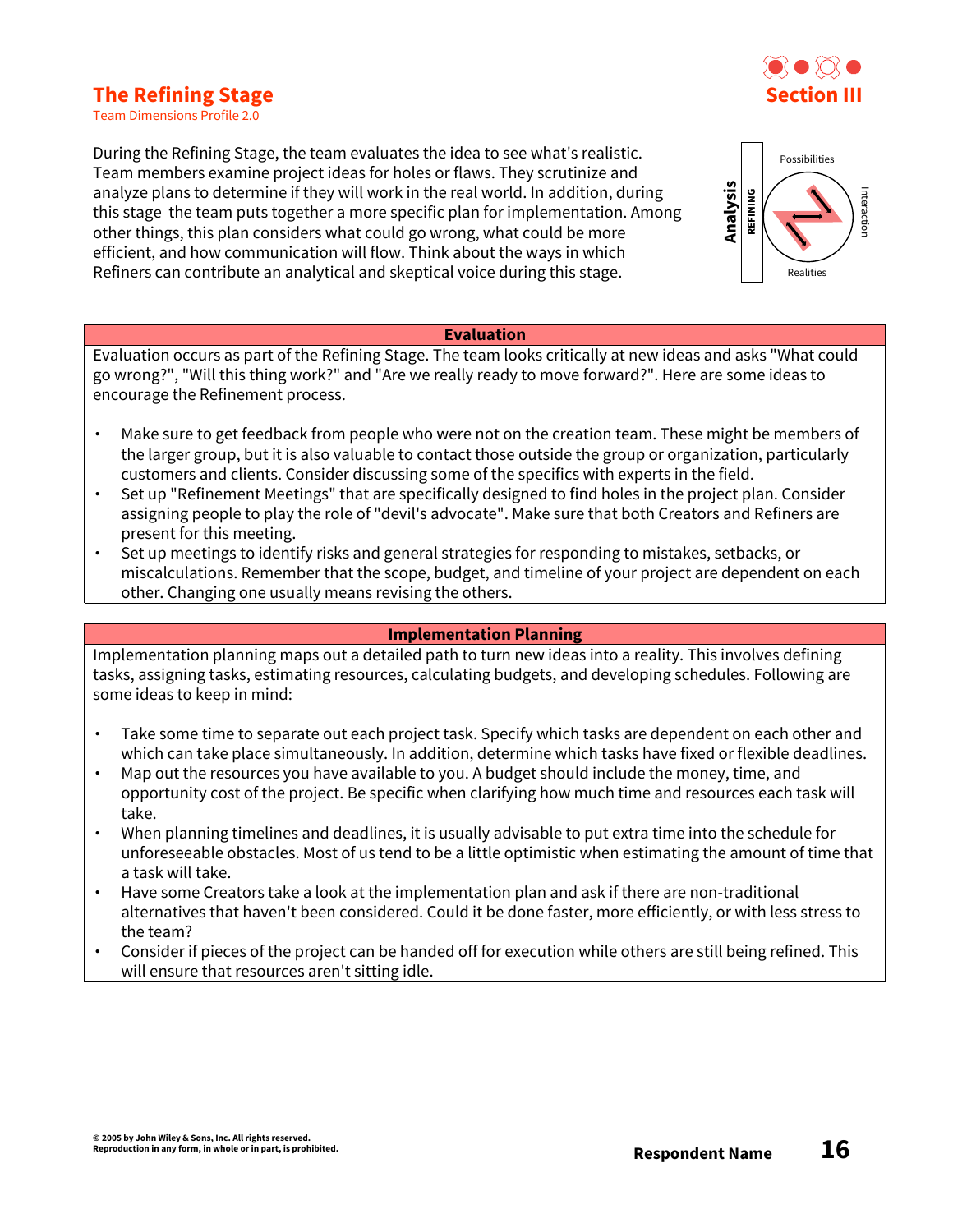# The Refining Stage

Team Dimensions Profile 2.0

**Section III**

During the Refining Stage, the team evaluates the idea to see what's realistic. Team members examine project ideas for holes or flaws. They scrutinize and analyze plans to determine if they will work in the real world. In addition, during this stage the team puts together a more specific plan for implementation. Among other things, this plan considers what could go wrong, what could be more efficient, and how communication will flow. Think about the ways in which Refiners can contribute an analytical and skeptical voice during this stage.

## Evaluation

Evaluation occurs as part of the Refining Stage. The team looks critically at new ideas and asks "What could go wrong?", "Will this thing work?" and "Are we really ready to move forward?". Here are some ideas to encourage the Refinement process.

- Make sure to get feedback from people who were not on the creation team. These might be members of the larger group, but it is also valuable to contact those outside the group or organization, particularly customers and clients. Consider discussing some of the specifics with experts in the field.
- Set up "Refinement Meetings" that are specifically designed to find holes in the project plan. Consider assigning people to play the role of "devil's advocate". Make sure that both Creators and Refiners are present for this meeting.
- Set up meetings to identify risks and general strategies for responding to mistakes, setbacks, or miscalculations. Remember that the scope, budget, and timeline of your project are dependent on each other. Changing one usually means revising the others.

## Implementation Planning

Implementation planning maps out a detailed path to turn new ideas into a reality. This involves defining tasks, assigning tasks, estimating resources, calculating budgets, and developing schedules. Following are some ideas to keep in mind:

- Take some time to separate out each project task. Specify which tasks are dependent on each other and which can take place simultaneously. In addition, determine which tasks have fixed or flexible deadlines.
- Map out the resources you have available to you. A budget should include the money, time, and opportunity cost of the project. Be specific when clarifying how much time and resources each task will take.
- When planning timelines and deadlines, it is usually advisable to put extra time into the schedule for unforeseeable obstacles. Most of us tend to be a little optimistic when estimating the amount of time that a task will take.
- Have some Creators take a look at the implementation plan and ask if there are non-traditional alternatives that haven't been considered. Could it be done faster, more efficiently, or with less stress to the team?
- Consider if pieces of the project can be handed off for execution while others are still being refined. This will ensure that resources aren't sitting idle.

© 2005 by John Wiley & Sons, Inc. All rights reserved.
Reproduction in any form, in whole or in part, is prohibited.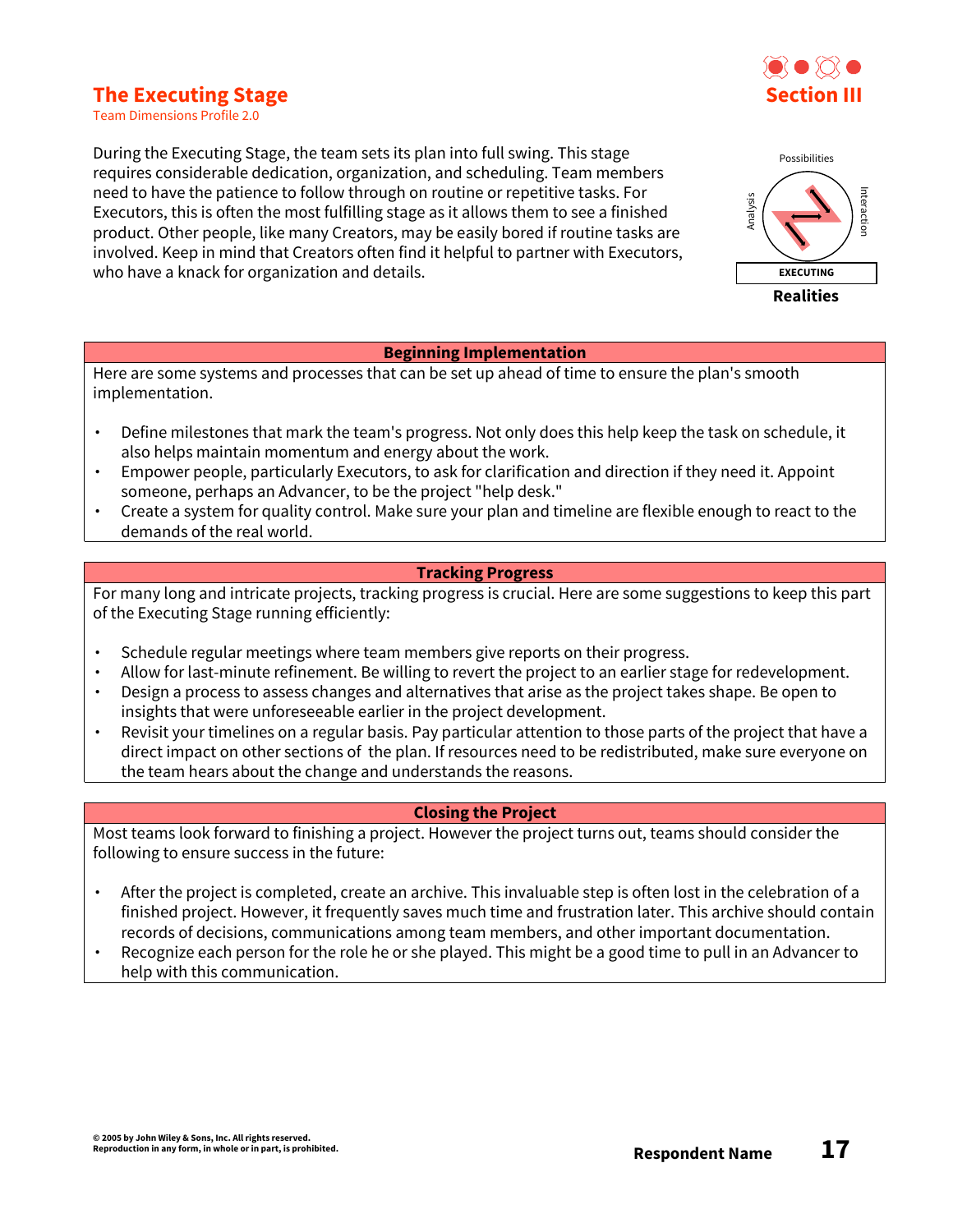# The Executing Stage

Team Dimensions Profile 2.0

Section III

During the Executing Stage, the team sets its plan into full swing. This stage requires considerable dedication, organization, and scheduling. Team members need to have the patience to follow through on routine or repetitive tasks. For Executors, this is often the most fulfilling stage as it allows them to see a finished product. Other people, like many Creators, may be easily bored if routine tasks are involved. Keep in mind that Creators often find it helpful to partner with Executors, who have a knack for organization and details.

Possibilities

Analysis

Interaction

EXECUTING

**Realities**

## Beginning Implementation

Here are some systems and processes that can be set up ahead of time to ensure the plan's smooth implementation.

- Define milestones that mark the team's progress. Not only does this help keep the task on schedule, it also helps maintain momentum and energy about the work.
- Empower people, particularly Executors, to ask for clarification and direction if they need it. Appoint someone, perhaps an Advancer, to be the project "help desk."
- Create a system for quality control. Make sure your plan and timeline are flexible enough to react to the demands of the real world.

## Tracking Progress

For many long and intricate projects, tracking progress is crucial. Here are some suggestions to keep this part of the Executing Stage running efficiently:

- Schedule regular meetings where team members give reports on their progress.
- Allow for last-minute refinement. Be willing to revert the project to an earlier stage for redevelopment.
- Design a process to assess changes and alternatives that arise as the project takes shape. Be open to insights that were unforeseeable earlier in the project development.
- Revisit your timelines on a regular basis. Pay particular attention to those parts of the project that have a direct impact on other sections of the plan. If resources need to be redistributed, make sure everyone on the team hears about the change and understands the reasons.

## Closing the Project

Most teams look forward to finishing a project. However the project turns out, teams should consider the following to ensure success in the future:

- After the project is completed, create an archive. This invaluable step is often lost in the celebration of a finished project. However, it frequently saves much time and frustration later. This archive should contain records of decisions, communications among team members, and other important documentation.
- Recognize each person for the role he or she played. This might be a good time to pull in an Advancer to help with this communication.

© 2005 by John Wiley & Sons, Inc. All rights reserved.
Reproduction in any form, in whole or in part, is prohibited.

Respondent Name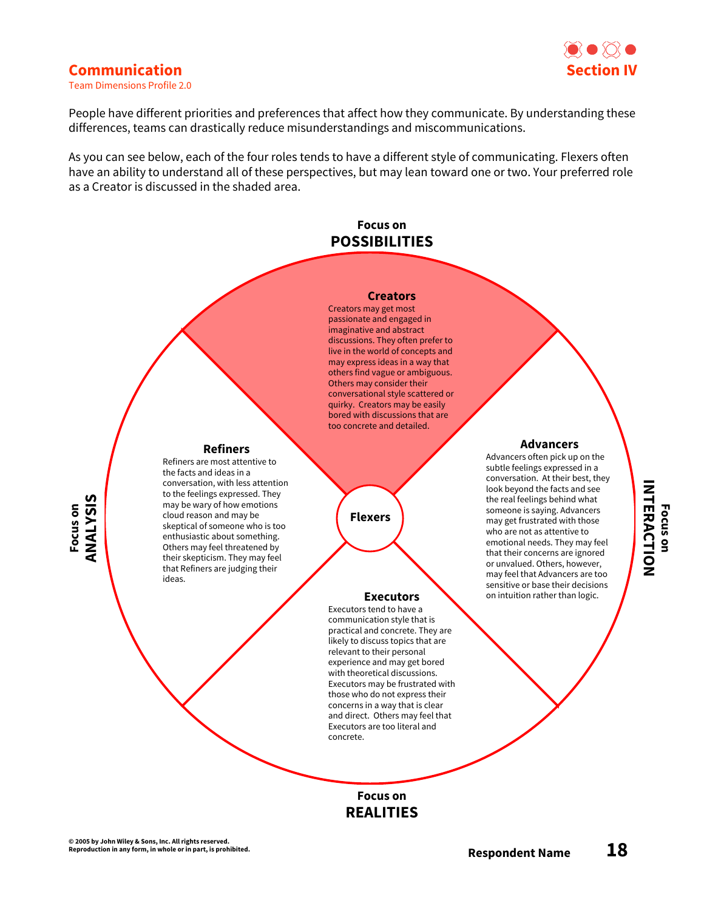## Communication

Team Dimensions Profile 2.0

**Section IV**

People have different priorities and preferences that affect how they communicate. By understanding these differences, teams can drastically reduce misunderstandings and miscommunications.

As you can see below, each of the four roles tends to have a different style of communicating. Flexers often have an ability to understand all of these perspectives, but may lean toward one or two. Your preferred role as a Creator is discussed in the shaded area.

**Focus on POSSIBILITIES**

### Creators

Creators may get most passionate and engaged in imaginative and abstract discussions. They often prefer to live in the world of concepts and may express ideas in a way that others find vague or ambiguous. Others may consider their conversational style scattered or quirky. Creators may be easily bored with discussions that are too concrete and detailed.

**Focus on ANALYSIS**

### Refiners

Refiners are most attentive to the facts and ideas in a conversation, with less attention to the feelings expressed. They may be wary of how emotions cloud reason and may be skeptical of someone who is too enthusiastic about something. Others may feel threatened by their skepticism. They may feel that Refiners are judging their ideas.

### Flexers

**Focus on INTERACTION**

### Advancers

Advancers often pick up on the subtle feelings expressed in a conversation. At their best, they look beyond the facts and see the real feelings behind what someone is saying. Advancers may get frustrated with those who are not as attentive to emotional needs. They may feel that their concerns are ignored or unvalued. Others, however, may feel that Advancers are too sensitive or base their decisions on intuition rather than logic.

**Focus on REALITIES**

### Executors

Executors tend to have a communication style that is practical and concrete. They are likely to discuss topics that are relevant to their personal experience and may get bored with theoretical discussions. Executors may be frustrated with those who do not express their concerns in a way that is clear and direct. Others may feel that Executors are too literal and concrete.

© 2005 by John Wiley & Sons, Inc. All rights reserved.
Reproduction in any form, in whole or in part, is prohibited.

**Respondent Name**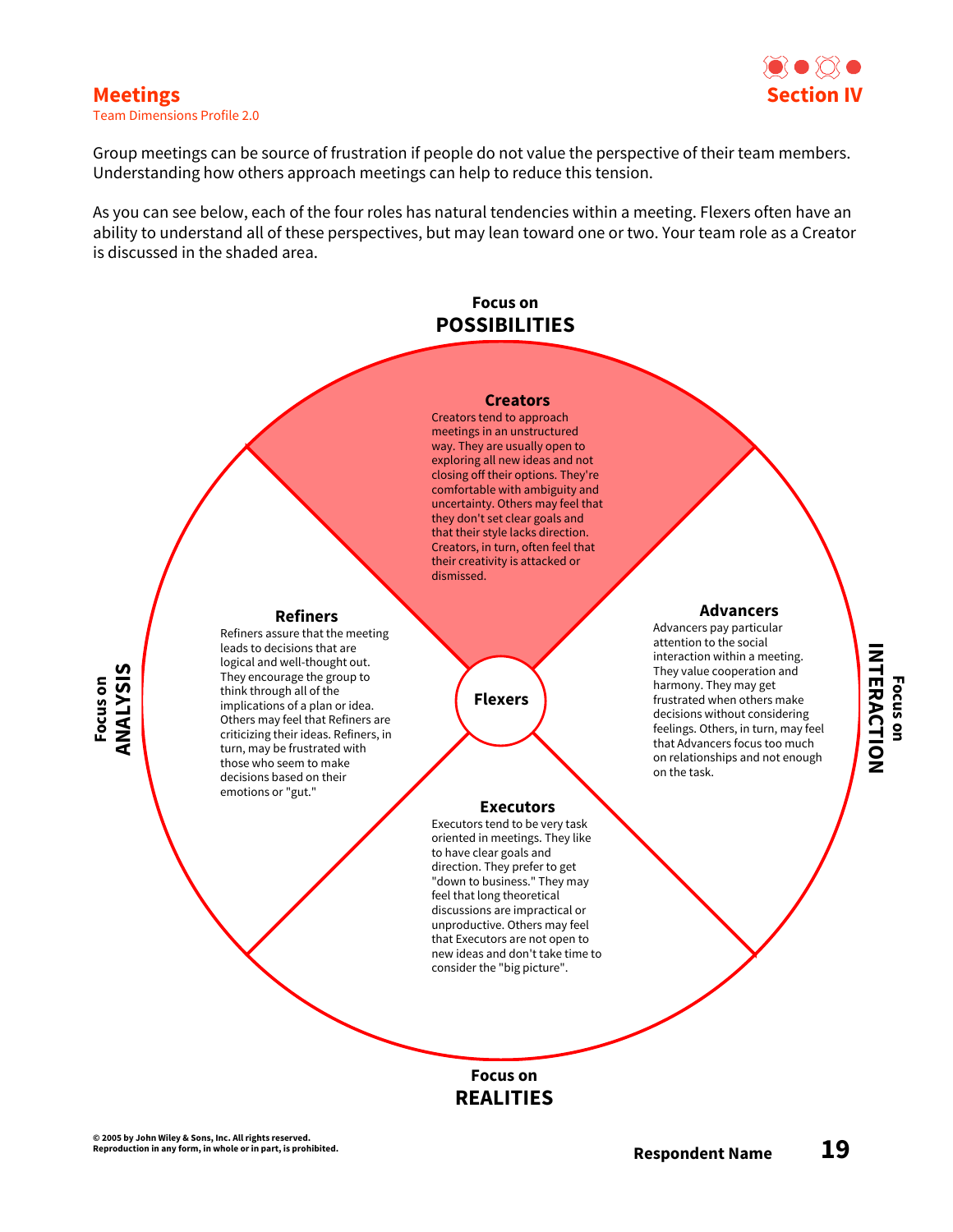# Meetings

Team Dimensions Profile 2.0

## Section IV

Group meetings can be source of frustration if people do not value the perspective of their team members. Understanding how others approach meetings can help to reduce this tension.

As you can see below, each of the four roles has natural tendencies within a meeting. Flexers often have an ability to understand all of these perspectives, but may lean toward one or two. Your team role as a Creator is discussed in the shaded area.

Focus on **POSSIBILITIES**

### Creators

Creators tend to approach meetings in an unstructured way. They are usually open to exploring all new ideas and not closing off their options. They're comfortable with ambiguity and uncertainty. Others may feel that they don't set clear goals and that their style lacks direction. Creators, in turn, often feel that their creativity is attacked or dismissed.

Focus on **ANALYSIS**

### Refiners

Refiners assure that the meeting leads to decisions that are logical and well-thought out. They encourage the group to think through all of the implications of a plan or idea. Others may feel that Refiners are criticizing their ideas. Refiners, in turn, may be frustrated with those who seem to make decisions based on their emotions or "gut."

### Flexers

Focus on **INTERACTION**

### Advancers

Advancers pay particular attention to the social interaction within a meeting. They value cooperation and harmony. They may get frustrated when others make decisions without considering feelings. Others, in turn, may feel that Advancers focus too much on relationships and not enough on the task.

Focus on **REALITIES**

### Executors

Executors tend to be very task oriented in meetings. They like to have clear goals and direction. They prefer to get "down to business." They may feel that long theoretical discussions are impractical or unproductive. Others may feel that Executors are not open to new ideas and don't take time to consider the "big picture".

© 2005 by John Wiley & Sons, Inc. All rights reserved.
Reproduction in any form, in whole or in part, is prohibited.

**Respondent Name**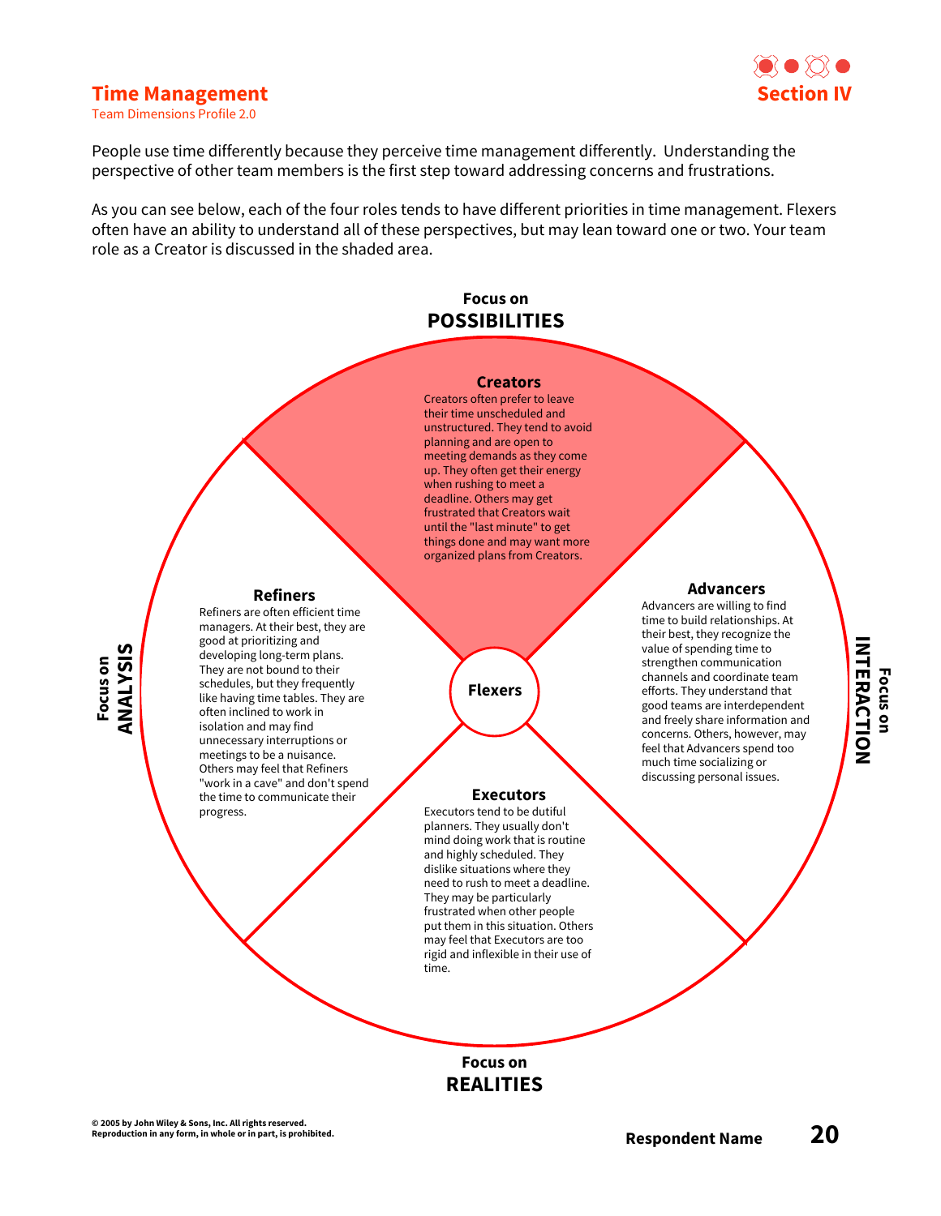# Time Management

Team Dimensions Profile 2.0

## Section IV

People use time differently because they perceive time management differently. Understanding the perspective of other team members is the first step toward addressing concerns and frustrations.

As you can see below, each of the four roles tends to have different priorities in time management. Flexers often have an ability to understand all of these perspectives, but may lean toward one or two. Your team role as a Creator is discussed in the shaded area.

**Focus on POSSIBILITIES**

### Creators

Creators often prefer to leave their time unscheduled and unstructured. They tend to avoid planning and are open to meeting demands as they come up. They often get their energy when rushing to meet a deadline. Others may get frustrated that Creators wait until the "last minute" to get things done and may want more organized plans from Creators.

**Focus on ANALYSIS**

### Refiners

Refiners are often efficient time managers. At their best, they are good at prioritizing and developing long-term plans. They are not bound to their schedules, but they frequently like having time tables. They are often inclined to work in isolation and may find unnecessary interruptions or meetings to be a nuisance. Others may feel that Refiners "work in a cave" and don't spend the time to communicate their progress.

### Flexers

**Focus on INTERACTION**

### Advancers

Advancers are willing to find time to build relationships. At their best, they recognize the value of spending time to strengthen communication channels and coordinate team efforts. They understand that good teams are interdependent and freely share information and concerns. Others, however, may feel that Advancers spend too much time socializing or discussing personal issues.

**Focus on REALITIES**

### Executors

Executors tend to be dutiful planners. They usually don't mind doing work that is routine and highly scheduled. They dislike situations where they need to rush to meet a deadline. They may be particularly frustrated when other people put them in this situation. Others may feel that Executors are too rigid and inflexible in their use of time.

© 2005 by John Wiley & Sons, Inc. All rights reserved.
Reproduction in any form, in whole or in part, is prohibited.

**Respondent Name**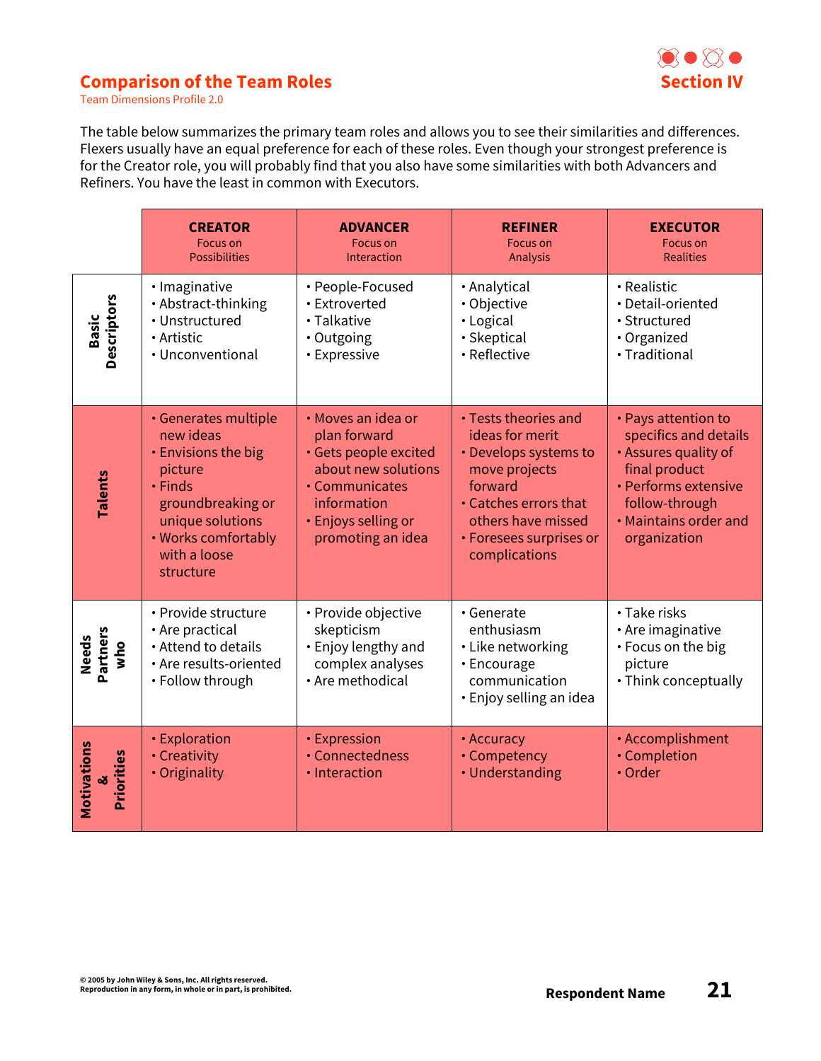## Comparison of the Team Roles

Team Dimensions Profile 2.0

**Section IV**

The table below summarizes the primary team roles and allows you to see their similarities and differences. Flexers usually have an equal preference for each of these roles. Even though your strongest preference is for the Creator role, you will probably find that you also have some similarities with both Advancers and Refiners. You have the least in common with Executors.

| | **CREATOR** Focus on Possibilities | **ADVANCER** Focus on Interaction | **REFINER** Focus on Analysis | **EXECUTOR** Focus on Realities |
|---|---|---|---|---|
| **Basic Descriptors** | • Imaginative<br>• Abstract-thinking<br>• Unstructured<br>• Artistic<br>• Unconventional | • People-Focused<br>• Extroverted<br>• Talkative<br>• Outgoing<br>• Expressive | • Analytical<br>• Objective<br>• Logical<br>• Skeptical<br>• Reflective | • Realistic<br>• Detail-oriented<br>• Structured<br>• Organized<br>• Traditional |
| **Talents** | • Generates multiple new ideas<br>• Envisions the big picture<br>• Finds groundbreaking or unique solutions<br>• Works comfortably with a loose structure | • Moves an idea or plan forward<br>• Gets people excited about new solutions<br>• Communicates information<br>• Enjoys selling or promoting an idea | • Tests theories and ideas for merit<br>• Develops systems to move projects forward<br>• Catches errors that others have missed<br>• Foresees surprises or complications | • Pays attention to specifics and details<br>• Assures quality of final product<br>• Performs extensive follow-through<br>• Maintains order and organization |
| **Needs Partners who** | • Provide structure<br>• Are practical<br>• Attend to details<br>• Are results-oriented<br>• Follow through | • Provide objective skepticism<br>• Enjoy lengthy and complex analyses<br>• Are methodical | • Generate enthusiasm<br>• Like networking<br>• Encourage communication<br>• Enjoy selling an idea | • Take risks<br>• Are imaginative<br>• Focus on the big picture<br>• Think conceptually |
| **Motivations & Priorities** | • Exploration<br>• Creativity<br>• Originality | • Expression<br>• Connectedness<br>• Interaction | • Accuracy<br>• Competency<br>• Understanding | • Accomplishment<br>• Completion<br>• Order |

© 2005 by John Wiley & Sons, Inc. All rights reserved.
Reproduction in any form, in whole or in part, is prohibited.

**Respondent Name**